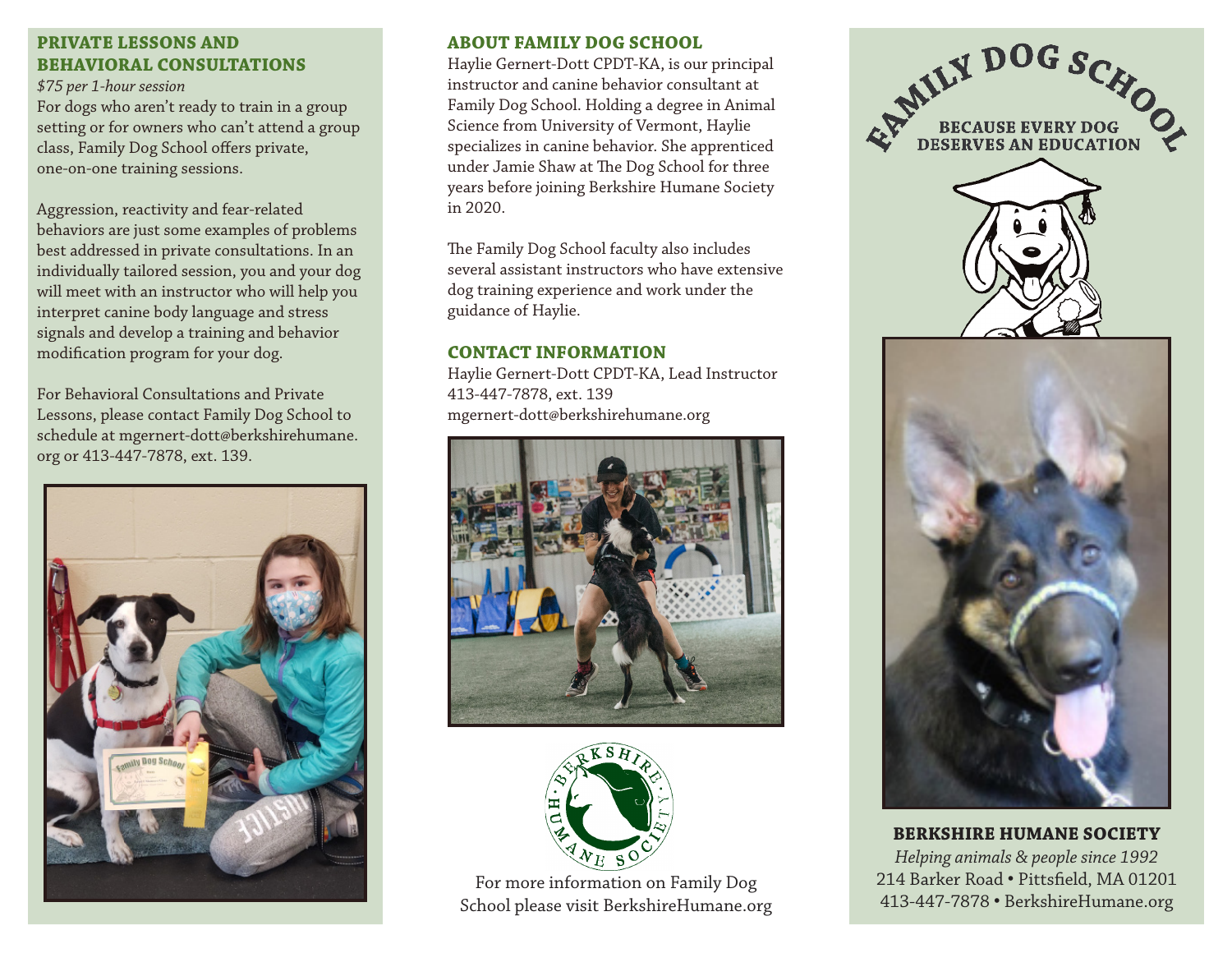## PRIVATE LESSONS AND BEHAVIORAL CONSULTATIONS

*$75 per 1-hour session*

For dogs who aren't ready to train in a group setting or for owners who can't attend a group class, Family Dog School offers private, one-on-one training sessions.

Aggression, reactivity and fear-related behaviors are just some examples of problems best addressed in private consultations. In an individually tailored session, you and your dog will meet with an instructor who will help you interpret canine body language and stress signals and develop a training and behavior modification program for your dog.

For Behavioral Consultations and Private Lessons, please contact Family Dog School to schedule at mgernert-dott@berkshirehumane.org or 413-447-7878, ext. 139.

## ABOUT FAMILY DOG SCHOOL

Haylie Gernert-Dott CPDT-KA, is our principal instructor and canine behavior consultant at Family Dog School. Holding a degree in Animal Science from University of Vermont, Haylie specializes in canine behavior. She apprenticed under Jamie Shaw at The Dog School for three years before joining Berkshire Humane Society in 2020.

The Family Dog School faculty also includes several assistant instructors who have extensive dog training experience and work under the guidance of Haylie.

## CONTACT INFORMATION

Haylie Gernert-Dott CPDT-KA, Lead Instructor
413-447-7878, ext. 139
mgernert-dott@berkshirehumane.org

For more information on Family Dog School please visit BerkshireHumane.org

# FAMILY DOG SCHOOL

BECAUSE EVERY DOG DESERVES AN EDUCATION

**BERKSHIRE HUMANE SOCIETY**

*Helping animals & people since 1992*

214 Barker Road • Pittsfield, MA 01201
413-447-7878 • BerkshireHumane.org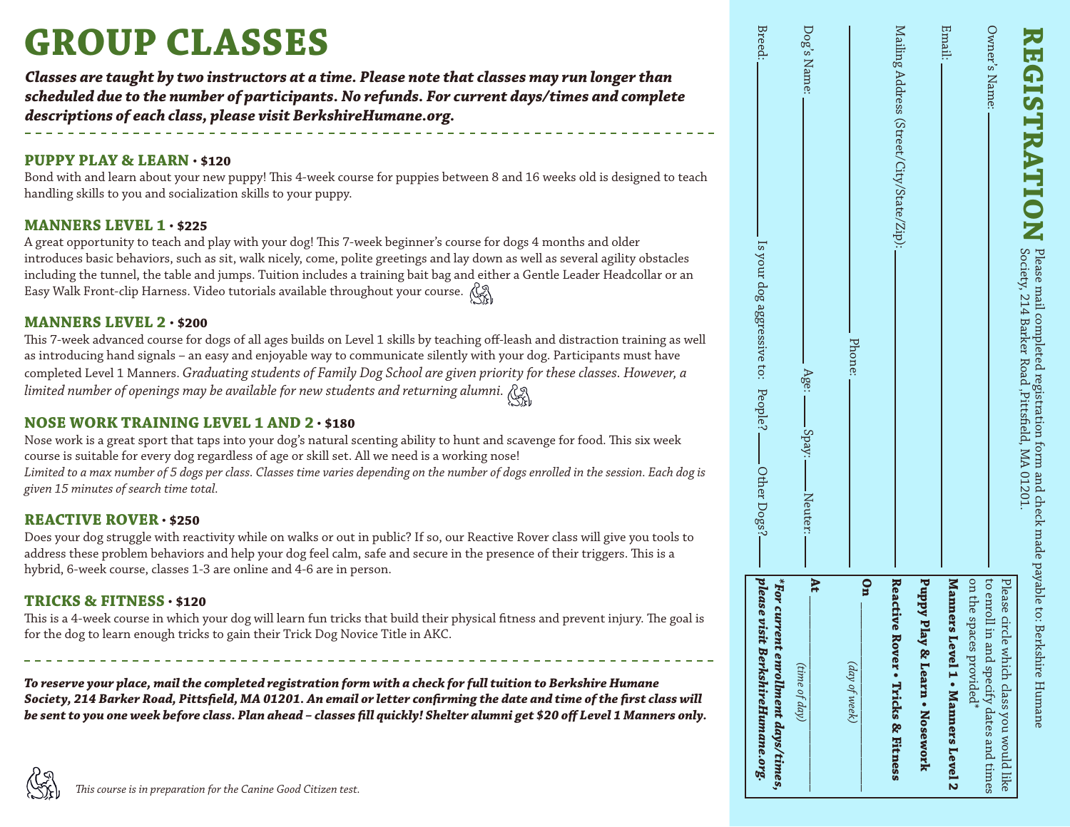# GROUP CLASSES

***Classes are taught by two instructors at a time. Please note that classes may run longer than scheduled due to the number of participants. No refunds. For current days/times and complete descriptions of each class, please visit BerkshireHumane.org.***

## PUPPY PLAY & LEARN • $120

Bond with and learn about your new puppy! This 4-week course for puppies between 8 and 16 weeks old is designed to teach handling skills to you and socialization skills to your puppy.

## MANNERS LEVEL 1 • $225

A great opportunity to teach and play with your dog! This 7-week beginner's course for dogs 4 months and older introduces basic behaviors, such as sit, walk nicely, come, polite greetings and lay down as well as several agility obstacles including the tunnel, the table and jumps. Tuition includes a training bait bag and either a Gentle Leader Headcollar or an Easy Walk Front-clip Harness. Video tutorials available throughout your course.

## MANNERS LEVEL 2 • $200

This 7-week advanced course for dogs of all ages builds on Level 1 skills by teaching off-leash and distraction training as well as introducing hand signals – an easy and enjoyable way to communicate silently with your dog. Participants must have completed Level 1 Manners. *Graduating students of Family Dog School are given priority for these classes. However, a limited number of openings may be available for new students and returning alumni.*

## NOSE WORK TRAINING LEVEL 1 AND 2 • $180

Nose work is a great sport that taps into your dog's natural scenting ability to hunt and scavenge for food. This six week course is suitable for every dog regardless of age or skill set. All we need is a working nose!

*Limited to a max number of 5 dogs per class. Classes time varies depending on the number of dogs enrolled in the session. Each dog is given 15 minutes of search time total.*

## REACTIVE ROVER • $250

Does your dog struggle with reactivity while on walks or out in public? If so, our Reactive Rover class will give you tools to address these problem behaviors and help your dog feel calm, safe and secure in the presence of their triggers. This is a hybrid, 6-week course, classes 1-3 are online and 4-6 are in person.

## TRICKS & FITNESS • $120

This is a 4-week course in which your dog will learn fun tricks that build their physical fitness and prevent injury. The goal is for the dog to learn enough tricks to gain their Trick Dog Novice Title in AKC.

***To reserve your place, mail the completed registration form with a check for full tuition to Berkshire Humane Society, 214 Barker Road, Pittsfield, MA 01201. An email or letter confirming the date and time of the first class will be sent to you one week before class. Plan ahead – classes fill quickly! Shelter alumni get $20 off Level 1 Manners only.***

*This course is in preparation for the Canine Good Citizen test.*

# REGISTRATION

Please mail completed registration form and check made payable to: Berkshire Humane Society, 214 Barker Road, Pittsfield, MA 01201.

Owner's Name: ______

Email: ______

Mailing Address (Street/City/State/Zip): ______

______ Phone: ______

Dog's Name: ______ Age: ______ Spay: ______ Neuter: ______

Breed: ______ Is your dog aggressive to: People? ______ Other Dogs? ______

Please circle which class you would like to enroll in and specify dates and times on the spaces provided*

**Manners Level 1 • Manners Level 2**

**Puppy Play & Learn • Nosework**

**Reactive Rover • Tricks & Fitness**

**On** ______ *(day of week)*

**At** ______ *(time of day)*

***\*For current enrollment days/times, please visit BerkshireHumane.org.***